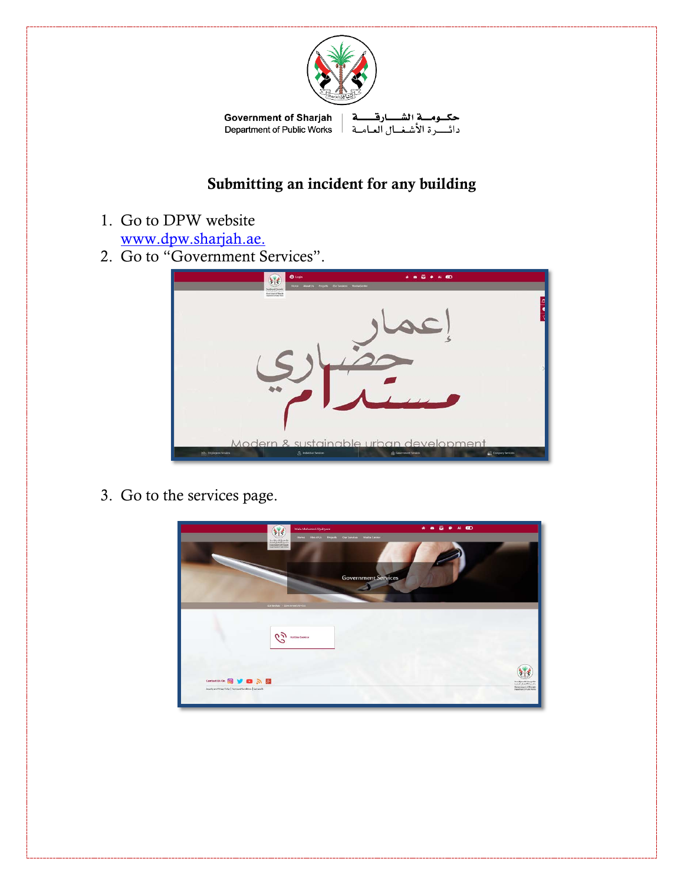Government of Sharjah | حكـومـة الشـارقـة

Department of Public Works | دائـرة الأشـغـال العـامـة

## Submitting an incident for any building

1. Go to DPW website [www.dpw.sharjah.ae.](http://www.dpw.sharjah.ae)
2. Go to "Government Services".
3. Go to the services page.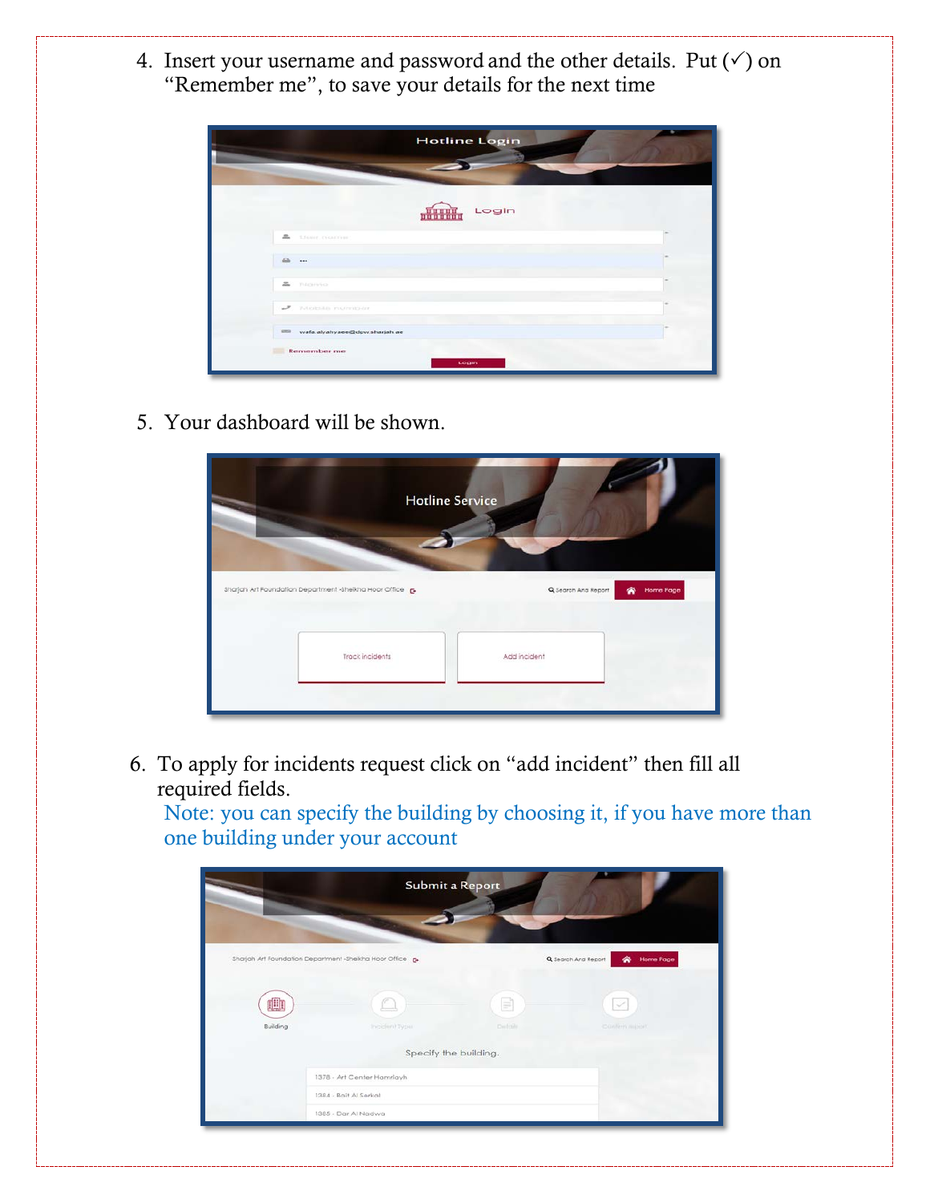4. Insert your username and password and the other details. Put (✓) on "Remember me", to save your details for the next time

5. Your dashboard will be shown.

6. To apply for incidents request click on "add incident" then fill all required fields.
   Note: you can specify the building by choosing it, if you have more than one building under your account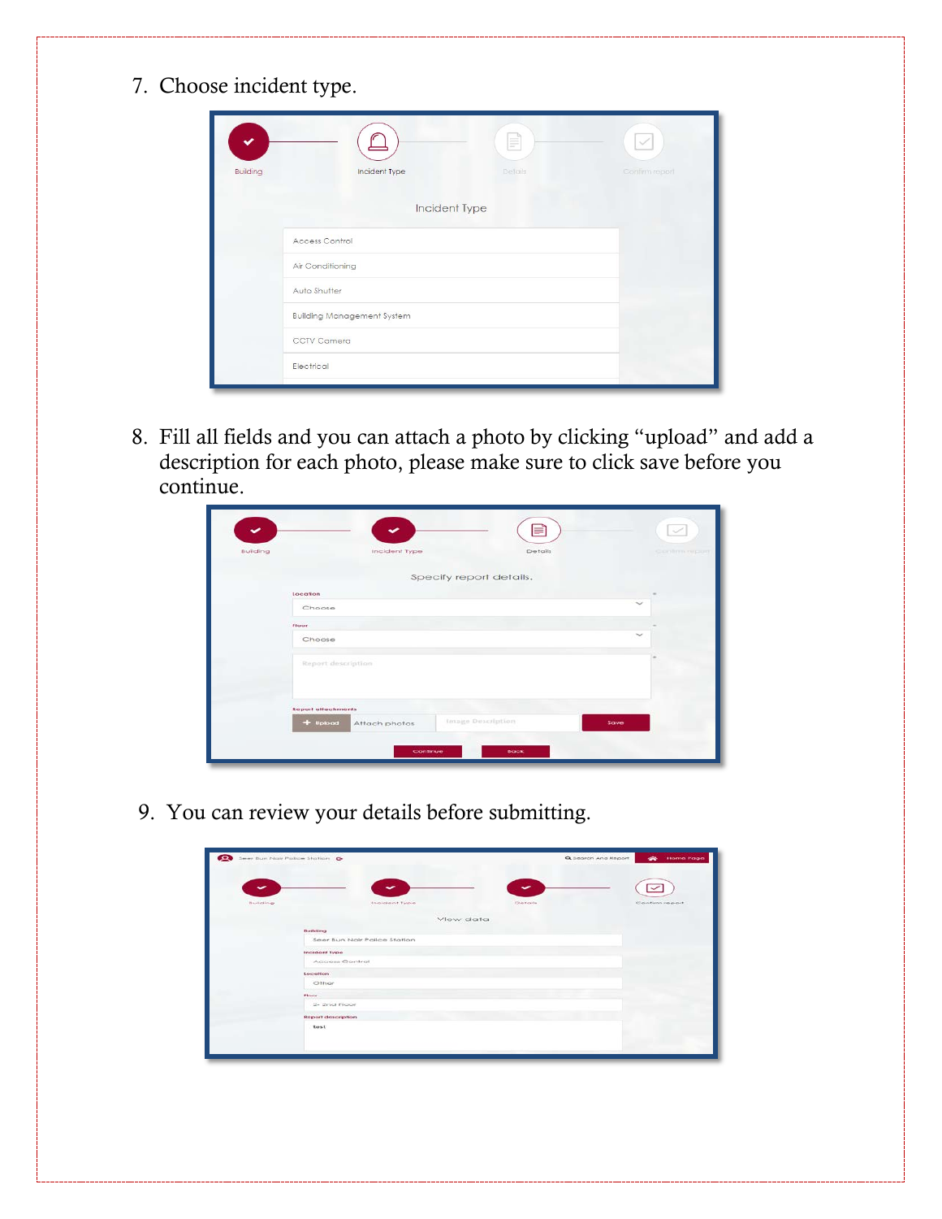7. Choose incident type.

8. Fill all fields and you can attach a photo by clicking "upload" and add a description for each photo, please make sure to click save before you continue.

9. You can review your details before submitting.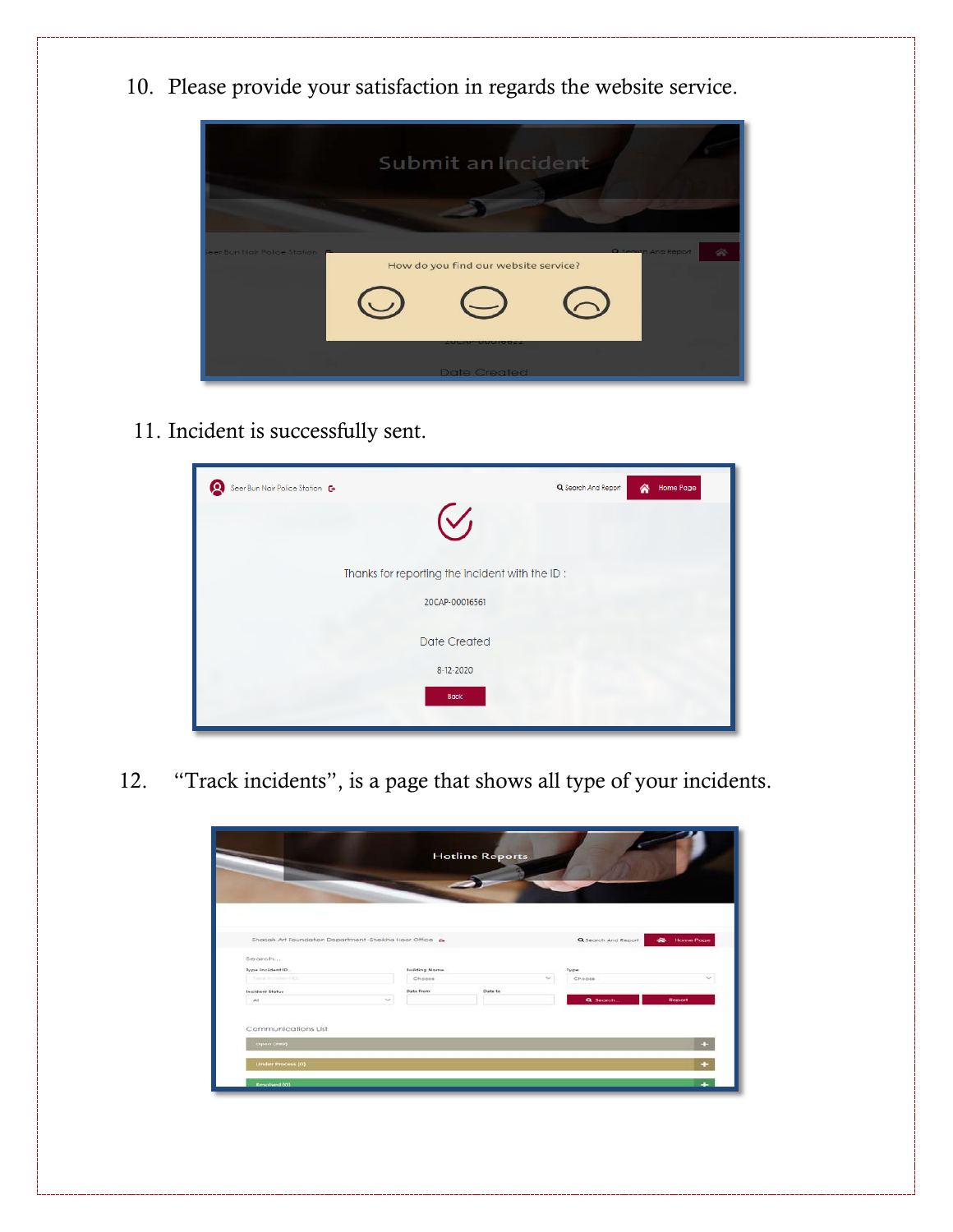10. Please provide your satisfaction in regards the website service.

11. Incident is successfully sent.

12. "Track incidents", is a page that shows all type of your incidents.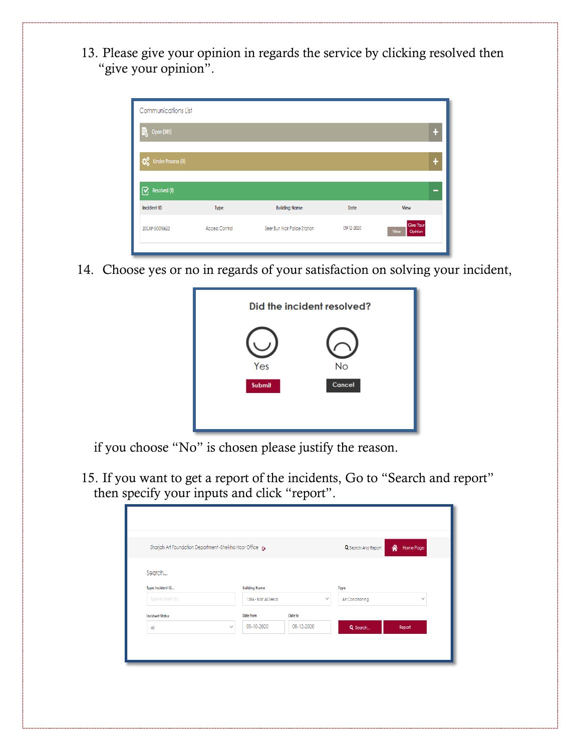13. Please give your opinion in regards the service by clicking resolved then "give your opinion".

Communications List

Open (385)

Under Process (0)

Resolved (1)

| Incident ID | Type | Building Name | Date | View |
|---|---|---|---|---|
| 20CAP-00016622 | Access Control | Seer Bun Nair Police Station | 09-12-2020 | View Give Your Opinion |

14. Choose yes or no in regards of your satisfaction on solving your incident,

Did the incident resolved?

Yes No

Submit Cancel

if you choose "No" is chosen please justify the reason.

15. If you want to get a report of the incidents, Go to "Search and report" then specify your inputs and click "report".

Sharjah Art Foundation Department -Sheikha Hoor Office

Search And Report

Home Page

Search...

Type Incident ID...

Building Name

Type

Type Incident ID...

1384 - Bait Al Serkal

Air Conditioning

Incident Status

Date from

Date to

All

05-10-2020

08-12-2020

Search...

Report